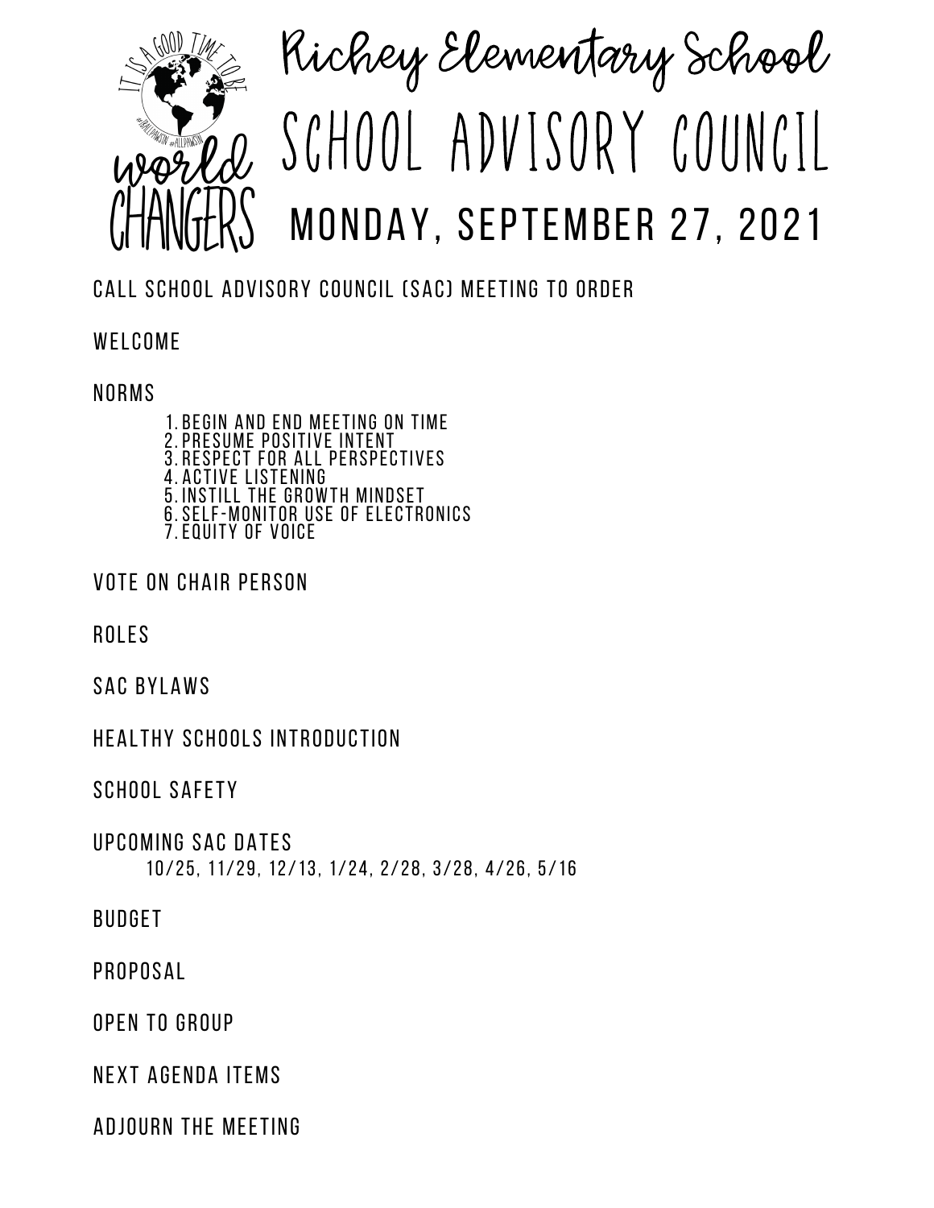# Richey Elementary School

# School Advisory Council

## Monday, September 27, 2021

Call School Advisory Council (SAC) meeting to order

Welcome

Norms

1. Begin and end meeting on time
2. Presume positive intent
3. Respect for all perspectives
4. Active listening
5. Instill the growth mindset
6. Self-monitor use of electronics
7. Equity of voice

Vote on chair person

Roles

SAC Bylaws

Healthy Schools Introduction

School Safety

Upcoming SAC Dates

10/25, 11/29, 12/13, 1/24, 2/28, 3/28, 4/26, 5/16

Budget

Proposal

Open to group

Next agenda items

Adjourn the meeting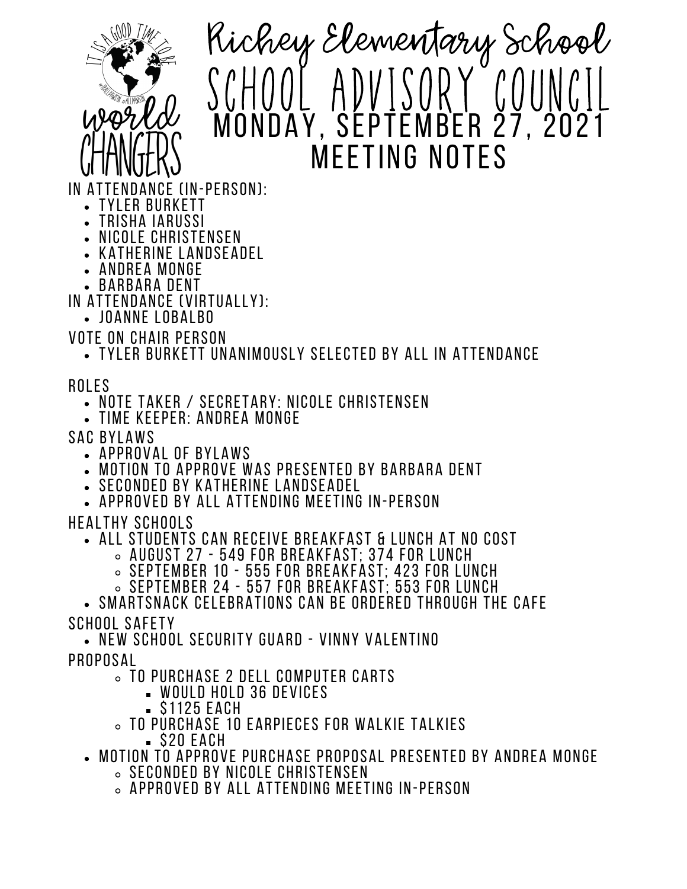# Richey Elementary School

# School Advisory Council

## Monday, September 27, 2021

## Meeting Notes

IN ATTENDANCE (IN-PERSON):

- TYLER BURKETT
- TRISHA IARUSSI
- NICOLE CHRISTENSEN
- KATHERINE LANDSEADEL
- ANDREA MONGE
- BARBARA DENT

IN ATTENDANCE (VIRTUALLY):

- JOANNE LOBALBO

VOTE ON CHAIR PERSON

- TYLER BURKETT UNANIMOUSLY SELECTED BY ALL IN ATTENDANCE

ROLES

- NOTE TAKER / SECRETARY: NICOLE CHRISTENSEN
- TIME KEEPER: ANDREA MONGE

SAC BYLAWS

- APPROVAL OF BYLAWS
- MOTION TO APPROVE WAS PRESENTED BY BARBARA DENT
- SECONDED BY KATHERINE LANDSEADEL
- APPROVED BY ALL ATTENDING MEETING IN-PERSON

HEALTHY SCHOOLS

- ALL STUDENTS CAN RECEIVE BREAKFAST & LUNCH AT NO COST
  - AUGUST 27 - 549 FOR BREAKFAST; 374 FOR LUNCH
  - SEPTEMBER 10 - 555 FOR BREAKFAST; 423 FOR LUNCH
  - SEPTEMBER 24 - 557 FOR BREAKFAST; 553 FOR LUNCH
- SMARTSNACK CELEBRATIONS CAN BE ORDERED THROUGH THE CAFE

SCHOOL SAFETY

- NEW SCHOOL SECURITY GUARD - VINNY VALENTINO

PROPOSAL

  - TO PURCHASE 2 DELL COMPUTER CARTS
    - WOULD HOLD 36 DEVICES
    - $1125 EACH
  - TO PURCHASE 10 EARPIECES FOR WALKIE TALKIES
    - $20 EACH
- MOTION TO APPROVE PURCHASE PROPOSAL PRESENTED BY ANDREA MONGE
  - SECONDED BY NICOLE CHRISTENSEN
  - APPROVED BY ALL ATTENDING MEETING IN-PERSON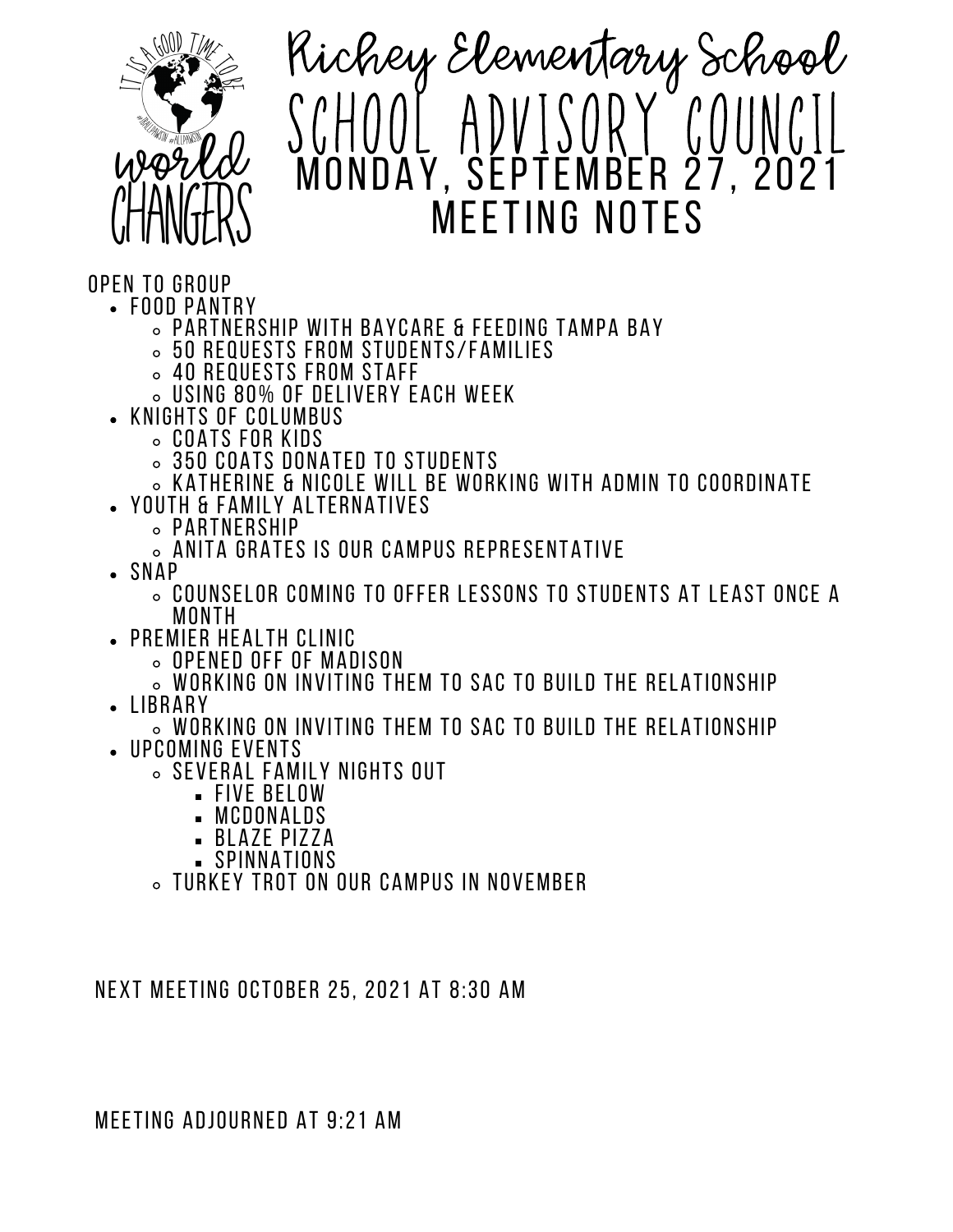# Richey Elementary School

# School Advisory Council

## Monday, September 27, 2021

## Meeting Notes

OPEN TO GROUP

- FOOD PANTRY
  - PARTNERSHIP WITH BAYCARE & FEEDING TAMPA BAY
  - 50 REQUESTS FROM STUDENTS/FAMILIES
  - 40 REQUESTS FROM STAFF
  - USING 80% OF DELIVERY EACH WEEK
- KNIGHTS OF COLUMBUS
  - COATS FOR KIDS
  - 350 COATS DONATED TO STUDENTS
  - KATHERINE & NICOLE WILL BE WORKING WITH ADMIN TO COORDINATE
- YOUTH & FAMILY ALTERNATIVES
  - PARTNERSHIP
  - ANITA GRATES IS OUR CAMPUS REPRESENTATIVE
- SNAP
  - COUNSELOR COMING TO OFFER LESSONS TO STUDENTS AT LEAST ONCE A MONTH
- PREMIER HEALTH CLINIC
  - OPENED OFF OF MADISON
  - WORKING ON INVITING THEM TO SAC TO BUILD THE RELATIONSHIP
- LIBRARY
  - WORKING ON INVITING THEM TO SAC TO BUILD THE RELATIONSHIP
- UPCOMING EVENTS
  - SEVERAL FAMILY NIGHTS OUT
    - FIVE BELOW
    - MCDONALDS
    - BLAZE PIZZA
    - SPINNATIONS
  - TURKEY TROT ON OUR CAMPUS IN NOVEMBER

NEXT MEETING OCTOBER 25, 2021 AT 8:30 AM

MEETING ADJOURNED AT 9:21 AM